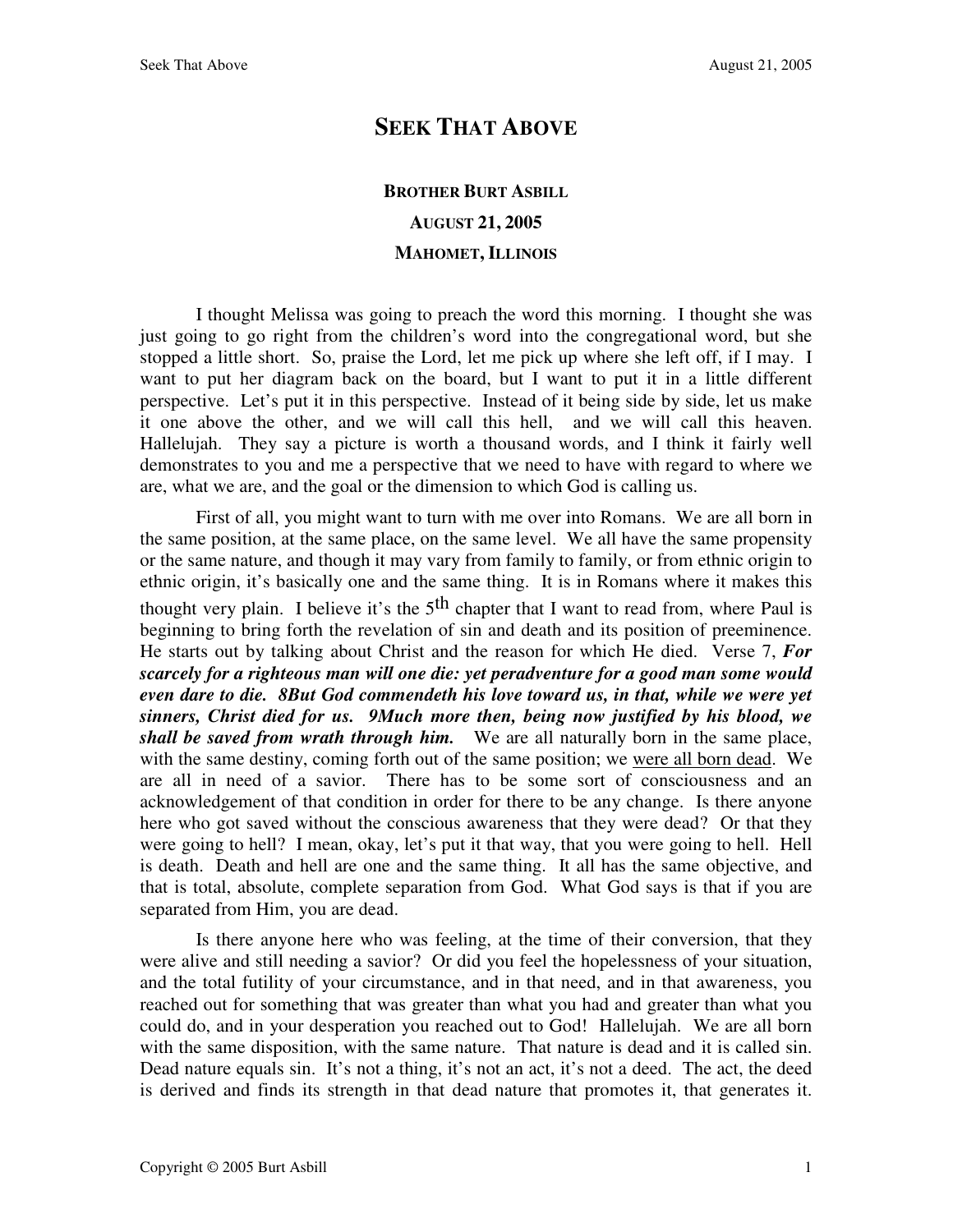# SEEK THAT ABOVE

**BROTHER BURT ASBILL**

**AUGUST 21, 2005**

**MAHOMET, ILLINOIS**

I thought Melissa was going to preach the word this morning. I thought she was just going to go right from the children's word into the congregational word, but she stopped a little short. So, praise the Lord, let me pick up where she left off, if I may. I want to put her diagram back on the board, but I want to put it in a little different perspective. Let's put it in this perspective. Instead of it being side by side, let us make it one above the other, and we will call this hell, and we will call this heaven. Hallelujah. They say a picture is worth a thousand words, and I think it fairly well demonstrates to you and me a perspective that we need to have with regard to where we are, what we are, and the goal or the dimension to which God is calling us.

First of all, you might want to turn with me over into Romans. We are all born in the same position, at the same place, on the same level. We all have the same propensity or the same nature, and though it may vary from family to family, or from ethnic origin to ethnic origin, it's basically one and the same thing. It is in Romans where it makes this thought very plain. I believe it's the 5th chapter that I want to read from, where Paul is beginning to bring forth the revelation of sin and death and its position of preeminence. He starts out by talking about Christ and the reason for which He died. Verse 7, ***For scarcely for a righteous man will one die: yet peradventure for a good man some would even dare to die. 8But God commendeth his love toward us, in that, while we were yet sinners, Christ died for us. 9Much more then, being now justified by his blood, we shall be saved from wrath through him.*** We are all naturally born in the same place, with the same destiny, coming forth out of the same position; we <u>were all born dead</u>. We are all in need of a savior. There has to be some sort of consciousness and an acknowledgement of that condition in order for there to be any change. Is there anyone here who got saved without the conscious awareness that they were dead? Or that they were going to hell? I mean, okay, let's put it that way, that you were going to hell. Hell is death. Death and hell are one and the same thing. It all has the same objective, and that is total, absolute, complete separation from God. What God says is that if you are separated from Him, you are dead.

Is there anyone here who was feeling, at the time of their conversion, that they were alive and still needing a savior? Or did you feel the hopelessness of your situation, and the total futility of your circumstance, and in that need, and in that awareness, you reached out for something that was greater than what you had and greater than what you could do, and in your desperation you reached out to God! Hallelujah. We are all born with the same disposition, with the same nature. That nature is dead and it is called sin. Dead nature equals sin. It's not a thing, it's not an act, it's not a deed. The act, the deed is derived and finds its strength in that dead nature that promotes it, that generates it.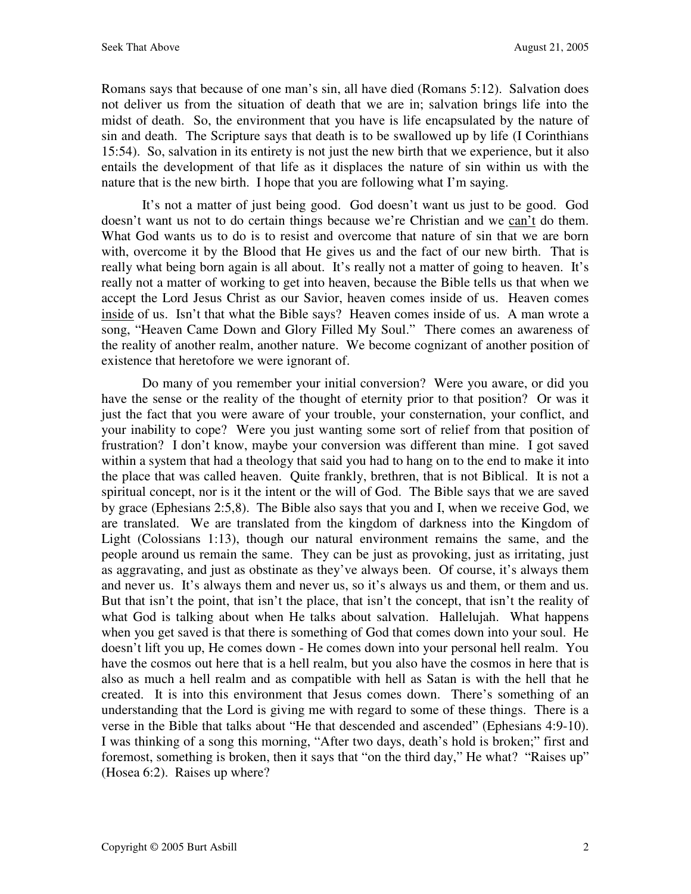Romans says that because of one man's sin, all have died (Romans 5:12). Salvation does not deliver us from the situation of death that we are in; salvation brings life into the midst of death. So, the environment that you have is life encapsulated by the nature of sin and death. The Scripture says that death is to be swallowed up by life (I Corinthians 15:54). So, salvation in its entirety is not just the new birth that we experience, but it also entails the development of that life as it displaces the nature of sin within us with the nature that is the new birth. I hope that you are following what I'm saying.

It's not a matter of just being good. God doesn't want us just to be good. God doesn't want us not to do certain things because we're Christian and we can't do them. What God wants us to do is to resist and overcome that nature of sin that we are born with, overcome it by the Blood that He gives us and the fact of our new birth. That is really what being born again is all about. It's really not a matter of going to heaven. It's really not a matter of working to get into heaven, because the Bible tells us that when we accept the Lord Jesus Christ as our Savior, heaven comes inside of us. Heaven comes inside of us. Isn't that what the Bible says? Heaven comes inside of us. A man wrote a song, "Heaven Came Down and Glory Filled My Soul." There comes an awareness of the reality of another realm, another nature. We become cognizant of another position of existence that heretofore we were ignorant of.

Do many of you remember your initial conversion? Were you aware, or did you have the sense or the reality of the thought of eternity prior to that position? Or was it just the fact that you were aware of your trouble, your consternation, your conflict, and your inability to cope? Were you just wanting some sort of relief from that position of frustration? I don't know, maybe your conversion was different than mine. I got saved within a system that had a theology that said you had to hang on to the end to make it into the place that was called heaven. Quite frankly, brethren, that is not Biblical. It is not a spiritual concept, nor is it the intent or the will of God. The Bible says that we are saved by grace (Ephesians 2:5,8). The Bible also says that you and I, when we receive God, we are translated. We are translated from the kingdom of darkness into the Kingdom of Light (Colossians 1:13), though our natural environment remains the same, and the people around us remain the same. They can be just as provoking, just as irritating, just as aggravating, and just as obstinate as they've always been. Of course, it's always them and never us. It's always them and never us, so it's always us and them, or them and us. But that isn't the point, that isn't the place, that isn't the concept, that isn't the reality of what God is talking about when He talks about salvation. Hallelujah. What happens when you get saved is that there is something of God that comes down into your soul. He doesn't lift you up, He comes down - He comes down into your personal hell realm. You have the cosmos out here that is a hell realm, but you also have the cosmos in here that is also as much a hell realm and as compatible with hell as Satan is with the hell that he created. It is into this environment that Jesus comes down. There's something of an understanding that the Lord is giving me with regard to some of these things. There is a verse in the Bible that talks about "He that descended and ascended" (Ephesians 4:9-10). I was thinking of a song this morning, "After two days, death's hold is broken;" first and foremost, something is broken, then it says that "on the third day," He what? "Raises up" (Hosea 6:2). Raises up where?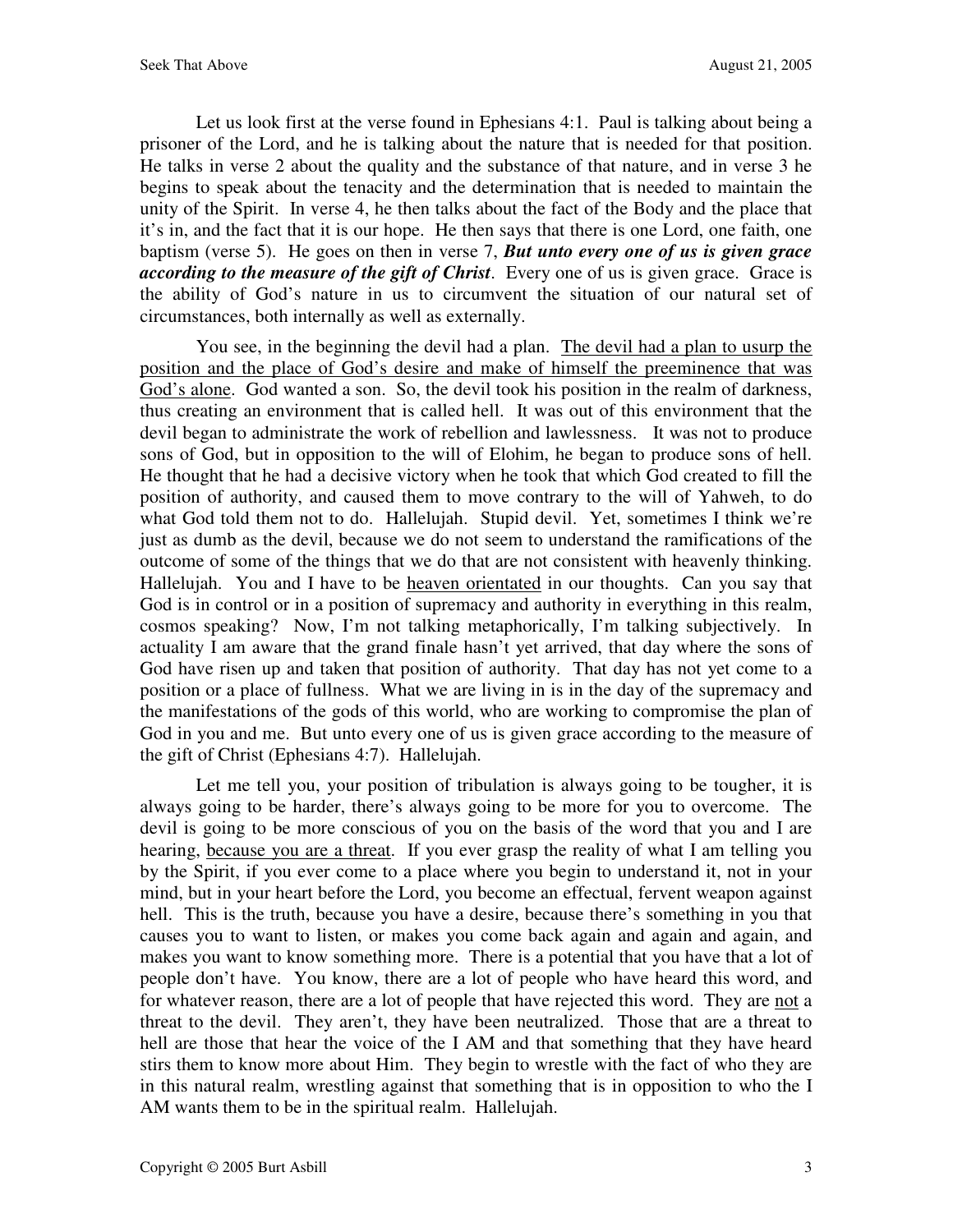Let us look first at the verse found in Ephesians 4:1. Paul is talking about being a prisoner of the Lord, and he is talking about the nature that is needed for that position. He talks in verse 2 about the quality and the substance of that nature, and in verse 3 he begins to speak about the tenacity and the determination that is needed to maintain the unity of the Spirit. In verse 4, he then talks about the fact of the Body and the place that it's in, and the fact that it is our hope. He then says that there is one Lord, one faith, one baptism (verse 5). He goes on then in verse 7, ***But unto every one of us is given grace according to the measure of the gift of Christ***. Every one of us is given grace. Grace is the ability of God's nature in us to circumvent the situation of our natural set of circumstances, both internally as well as externally.

You see, in the beginning the devil had a plan. <u>The devil had a plan to usurp the position and the place of God's desire and make of himself the preeminence that was God's alone</u>. God wanted a son. So, the devil took his position in the realm of darkness, thus creating an environment that is called hell. It was out of this environment that the devil began to administrate the work of rebellion and lawlessness. It was not to produce sons of God, but in opposition to the will of Elohim, he began to produce sons of hell. He thought that he had a decisive victory when he took that which God created to fill the position of authority, and caused them to move contrary to the will of Yahweh, to do what God told them not to do. Hallelujah. Stupid devil. Yet, sometimes I think we're just as dumb as the devil, because we do not seem to understand the ramifications of the outcome of some of the things that we do that are not consistent with heavenly thinking. Hallelujah. You and I have to be <u>heaven orientated</u> in our thoughts. Can you say that God is in control or in a position of supremacy and authority in everything in this realm, cosmos speaking? Now, I'm not talking metaphorically, I'm talking subjectively. In actuality I am aware that the grand finale hasn't yet arrived, that day where the sons of God have risen up and taken that position of authority. That day has not yet come to a position or a place of fullness. What we are living in is in the day of the supremacy and the manifestations of the gods of this world, who are working to compromise the plan of God in you and me. But unto every one of us is given grace according to the measure of the gift of Christ (Ephesians 4:7). Hallelujah.

Let me tell you, your position of tribulation is always going to be tougher, it is always going to be harder, there's always going to be more for you to overcome. The devil is going to be more conscious of you on the basis of the word that you and I are hearing, <u>because you are a threat</u>. If you ever grasp the reality of what I am telling you by the Spirit, if you ever come to a place where you begin to understand it, not in your mind, but in your heart before the Lord, you become an effectual, fervent weapon against hell. This is the truth, because you have a desire, because there's something in you that causes you to want to listen, or makes you come back again and again and again, and makes you want to know something more. There is a potential that you have that a lot of people don't have. You know, there are a lot of people who have heard this word, and for whatever reason, there are a lot of people that have rejected this word. They are <u>not</u> a threat to the devil. They aren't, they have been neutralized. Those that are a threat to hell are those that hear the voice of the I AM and that something that they have heard stirs them to know more about Him. They begin to wrestle with the fact of who they are in this natural realm, wrestling against that something that is in opposition to who the I AM wants them to be in the spiritual realm. Hallelujah.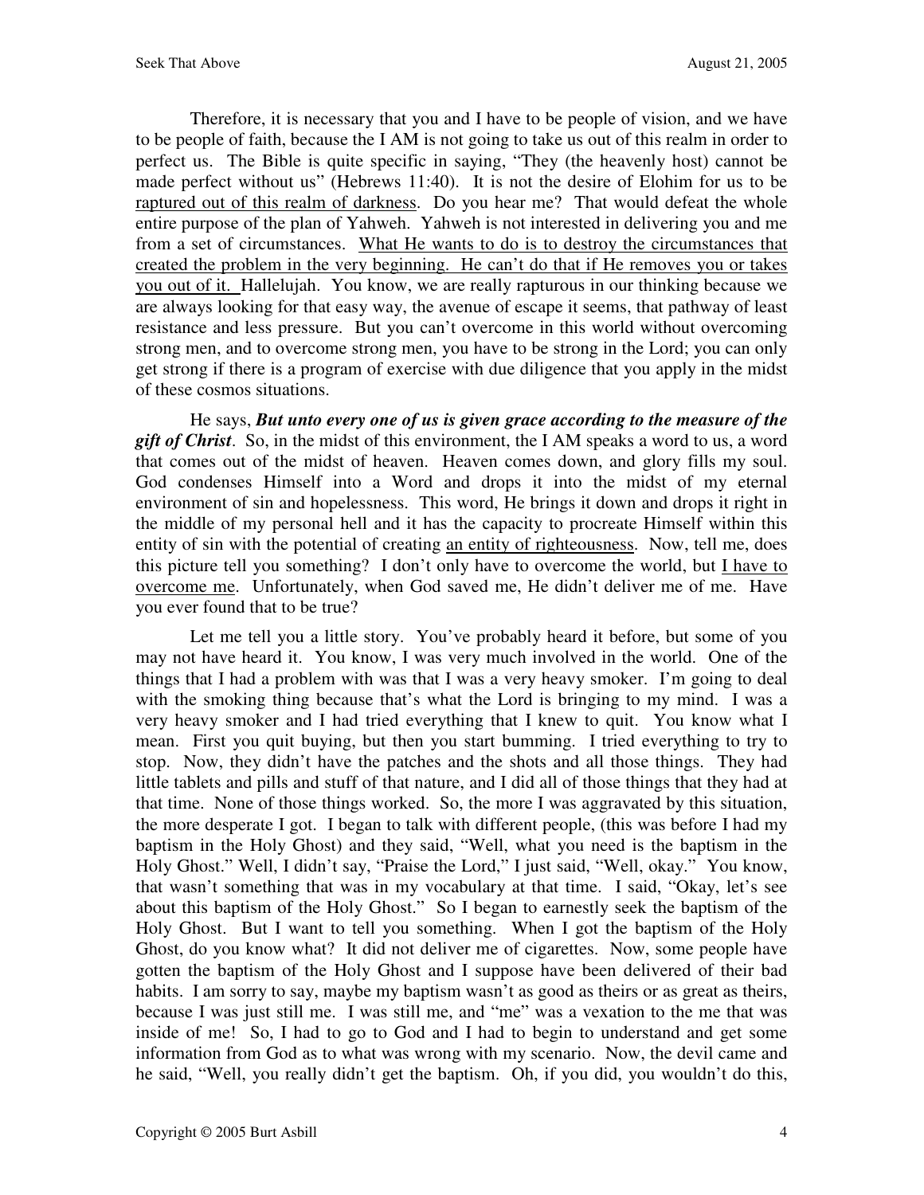Therefore, it is necessary that you and I have to be people of vision, and we have to be people of faith, because the I AM is not going to take us out of this realm in order to perfect us. The Bible is quite specific in saying, "They (the heavenly host) cannot be made perfect without us" (Hebrews 11:40). It is not the desire of Elohim for us to be <u>raptured out of this realm of darkness</u>. Do you hear me? That would defeat the whole entire purpose of the plan of Yahweh. Yahweh is not interested in delivering you and me from a set of circumstances. <u>What He wants to do is to destroy the circumstances that created the problem in the very beginning. He can't do that if He removes you or takes you out of it.</u> Hallelujah. You know, we are really rapturous in our thinking because we are always looking for that easy way, the avenue of escape it seems, that pathway of least resistance and less pressure. But you can't overcome in this world without overcoming strong men, and to overcome strong men, you have to be strong in the Lord; you can only get strong if there is a program of exercise with due diligence that you apply in the midst of these cosmos situations.

He says, ***But unto every one of us is given grace according to the measure of the gift of Christ***. So, in the midst of this environment, the I AM speaks a word to us, a word that comes out of the midst of heaven. Heaven comes down, and glory fills my soul. God condenses Himself into a Word and drops it into the midst of my eternal environment of sin and hopelessness. This word, He brings it down and drops it right in the middle of my personal hell and it has the capacity to procreate Himself within this entity of sin with the potential of creating <u>an entity of righteousness</u>. Now, tell me, does this picture tell you something? I don't only have to overcome the world, but <u>I have to overcome me</u>. Unfortunately, when God saved me, He didn't deliver me of me. Have you ever found that to be true?

Let me tell you a little story. You've probably heard it before, but some of you may not have heard it. You know, I was very much involved in the world. One of the things that I had a problem with was that I was a very heavy smoker. I'm going to deal with the smoking thing because that's what the Lord is bringing to my mind. I was a very heavy smoker and I had tried everything that I knew to quit. You know what I mean. First you quit buying, but then you start bumming. I tried everything to try to stop. Now, they didn't have the patches and the shots and all those things. They had little tablets and pills and stuff of that nature, and I did all of those things that they had at that time. None of those things worked. So, the more I was aggravated by this situation, the more desperate I got. I began to talk with different people, (this was before I had my baptism in the Holy Ghost) and they said, "Well, what you need is the baptism in the Holy Ghost." Well, I didn't say, "Praise the Lord," I just said, "Well, okay." You know, that wasn't something that was in my vocabulary at that time. I said, "Okay, let's see about this baptism of the Holy Ghost." So I began to earnestly seek the baptism of the Holy Ghost. But I want to tell you something. When I got the baptism of the Holy Ghost, do you know what? It did not deliver me of cigarettes. Now, some people have gotten the baptism of the Holy Ghost and I suppose have been delivered of their bad habits. I am sorry to say, maybe my baptism wasn't as good as theirs or as great as theirs, because I was just still me. I was still me, and "me" was a vexation to the me that was inside of me! So, I had to go to God and I had to begin to understand and get some information from God as to what was wrong with my scenario. Now, the devil came and he said, "Well, you really didn't get the baptism. Oh, if you did, you wouldn't do this,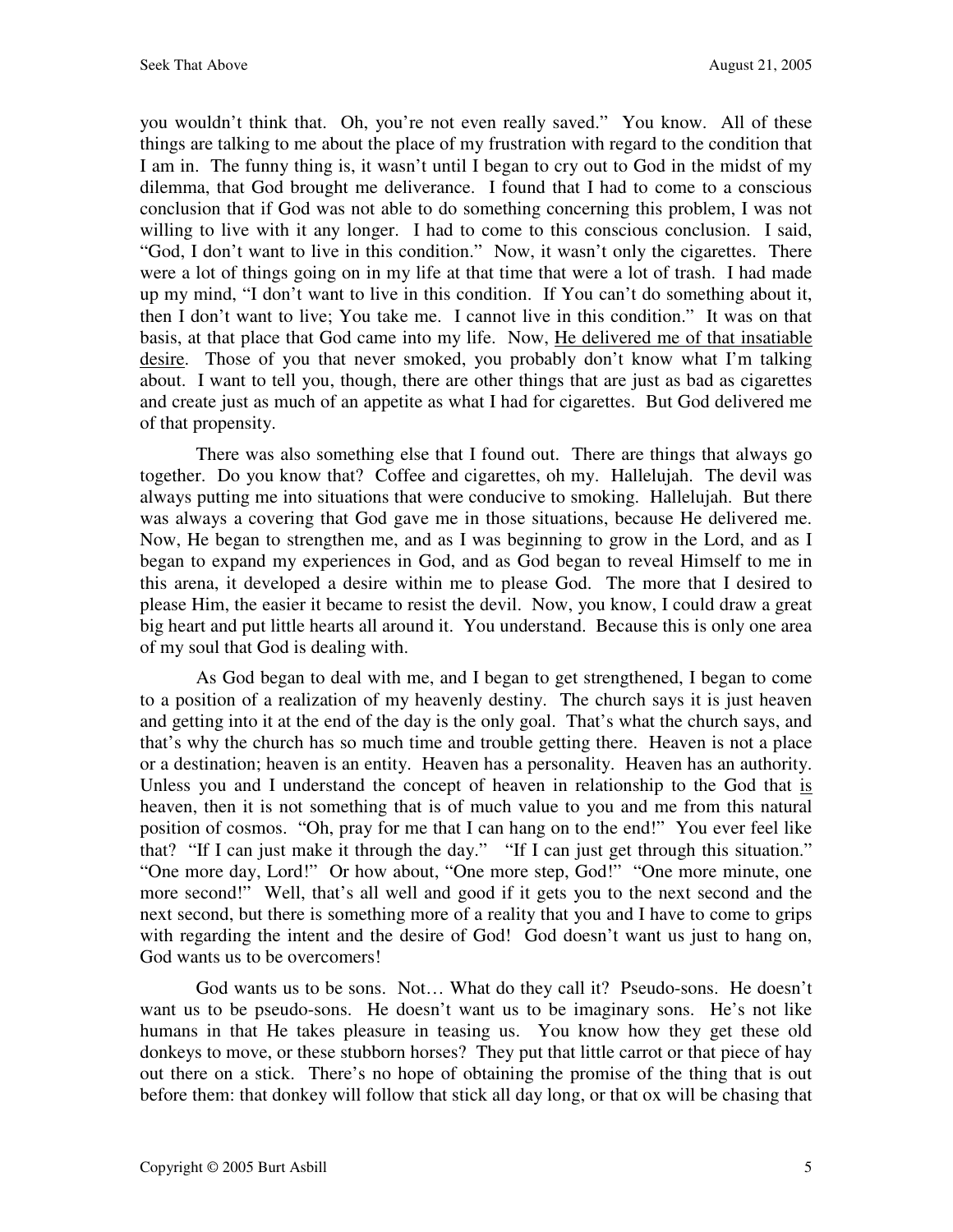you wouldn't think that. Oh, you're not even really saved." You know. All of these things are talking to me about the place of my frustration with regard to the condition that I am in. The funny thing is, it wasn't until I began to cry out to God in the midst of my dilemma, that God brought me deliverance. I found that I had to come to a conscious conclusion that if God was not able to do something concerning this problem, I was not willing to live with it any longer. I had to come to this conscious conclusion. I said, "God, I don't want to live in this condition." Now, it wasn't only the cigarettes. There were a lot of things going on in my life at that time that were a lot of trash. I had made up my mind, "I don't want to live in this condition. If You can't do something about it, then I don't want to live; You take me. I cannot live in this condition." It was on that basis, at that place that God came into my life. Now, <u>He delivered me of that insatiable desire</u>. Those of you that never smoked, you probably don't know what I'm talking about. I want to tell you, though, there are other things that are just as bad as cigarettes and create just as much of an appetite as what I had for cigarettes. But God delivered me of that propensity.

There was also something else that I found out. There are things that always go together. Do you know that? Coffee and cigarettes, oh my. Hallelujah. The devil was always putting me into situations that were conducive to smoking. Hallelujah. But there was always a covering that God gave me in those situations, because He delivered me. Now, He began to strengthen me, and as I was beginning to grow in the Lord, and as I began to expand my experiences in God, and as God began to reveal Himself to me in this arena, it developed a desire within me to please God. The more that I desired to please Him, the easier it became to resist the devil. Now, you know, I could draw a great big heart and put little hearts all around it. You understand. Because this is only one area of my soul that God is dealing with.

As God began to deal with me, and I began to get strengthened, I began to come to a position of a realization of my heavenly destiny. The church says it is just heaven and getting into it at the end of the day is the only goal. That's what the church says, and that's why the church has so much time and trouble getting there. Heaven is not a place or a destination; heaven is an entity. Heaven has a personality. Heaven has an authority. Unless you and I understand the concept of heaven in relationship to the God that <u>is</u> heaven, then it is not something that is of much value to you and me from this natural position of cosmos. "Oh, pray for me that I can hang on to the end!" You ever feel like that? "If I can just make it through the day." "If I can just get through this situation." "One more day, Lord!" Or how about, "One more step, God!" "One more minute, one more second!" Well, that's all well and good if it gets you to the next second and the next second, but there is something more of a reality that you and I have to come to grips with regarding the intent and the desire of God! God doesn't want us just to hang on, God wants us to be overcomers!

God wants us to be sons. Not… What do they call it? Pseudo-sons. He doesn't want us to be pseudo-sons. He doesn't want us to be imaginary sons. He's not like humans in that He takes pleasure in teasing us. You know how they get these old donkeys to move, or these stubborn horses? They put that little carrot or that piece of hay out there on a stick. There's no hope of obtaining the promise of the thing that is out before them: that donkey will follow that stick all day long, or that ox will be chasing that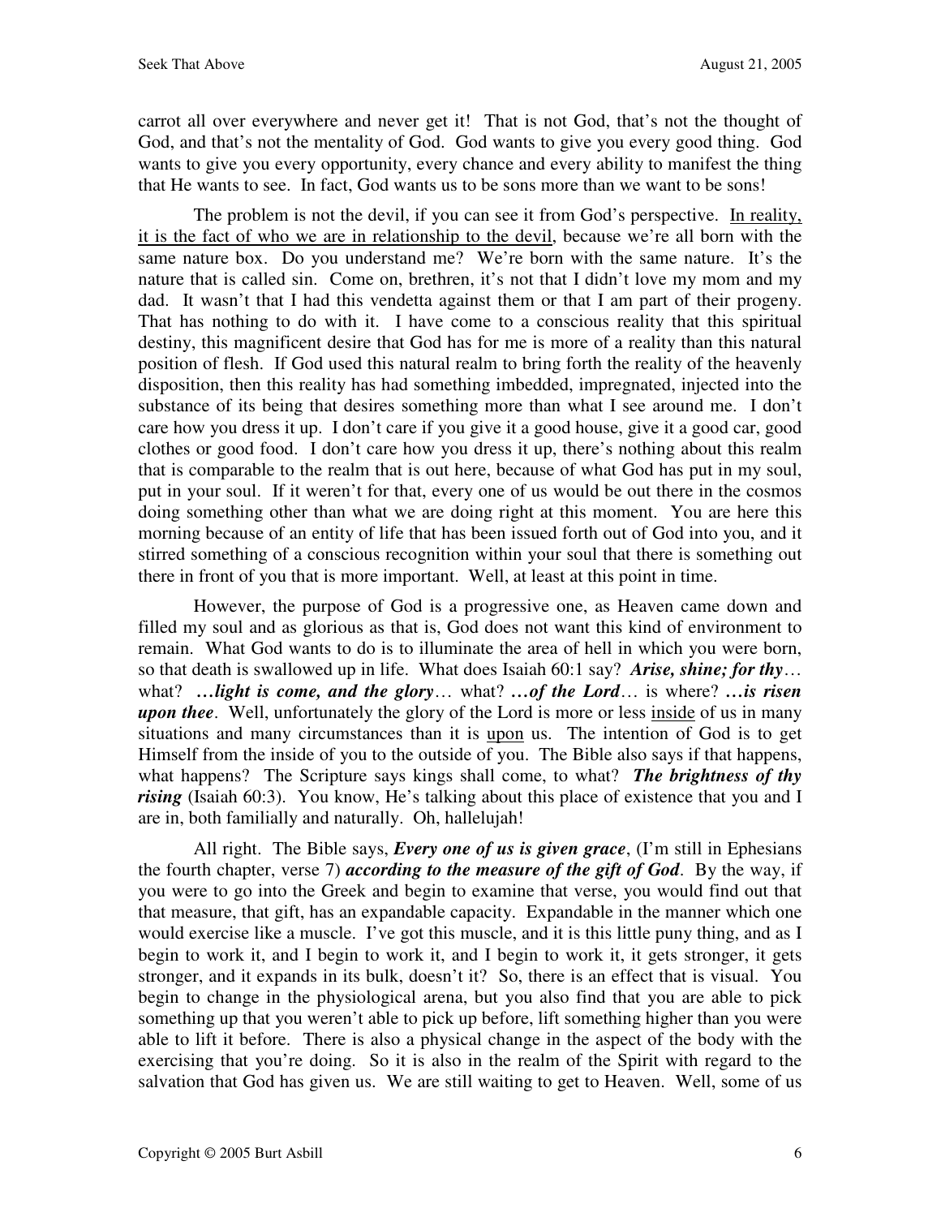carrot all over everywhere and never get it! That is not God, that's not the thought of God, and that's not the mentality of God. God wants to give you every good thing. God wants to give you every opportunity, every chance and every ability to manifest the thing that He wants to see. In fact, God wants us to be sons more than we want to be sons!

The problem is not the devil, if you can see it from God's perspective. <u>In reality, it is the fact of who we are in relationship to the devil</u>, because we're all born with the same nature box. Do you understand me? We're born with the same nature. It's the nature that is called sin. Come on, brethren, it's not that I didn't love my mom and my dad. It wasn't that I had this vendetta against them or that I am part of their progeny. That has nothing to do with it. I have come to a conscious reality that this spiritual destiny, this magnificent desire that God has for me is more of a reality than this natural position of flesh. If God used this natural realm to bring forth the reality of the heavenly disposition, then this reality has had something imbedded, impregnated, injected into the substance of its being that desires something more than what I see around me. I don't care how you dress it up. I don't care if you give it a good house, give it a good car, good clothes or good food. I don't care how you dress it up, there's nothing about this realm that is comparable to the realm that is out here, because of what God has put in my soul, put in your soul. If it weren't for that, every one of us would be out there in the cosmos doing something other than what we are doing right at this moment. You are here this morning because of an entity of life that has been issued forth out of God into you, and it stirred something of a conscious recognition within your soul that there is something out there in front of you that is more important. Well, at least at this point in time.

However, the purpose of God is a progressive one, as Heaven came down and filled my soul and as glorious as that is, God does not want this kind of environment to remain. What God wants to do is to illuminate the area of hell in which you were born, so that death is swallowed up in life. What does Isaiah 60:1 say? ***Arise, shine; for thy***… what? ***…light is come, and the glory***… what? ***…of the Lord***… is where? ***…is risen upon thee***. Well, unfortunately the glory of the Lord is more or less <u>inside</u> of us in many situations and many circumstances than it is <u>upon</u> us. The intention of God is to get Himself from the inside of you to the outside of you. The Bible also says if that happens, what happens? The Scripture says kings shall come, to what? ***The brightness of thy rising*** (Isaiah 60:3). You know, He's talking about this place of existence that you and I are in, both familially and naturally. Oh, hallelujah!

All right. The Bible says, ***Every one of us is given grace***, (I'm still in Ephesians the fourth chapter, verse 7) ***according to the measure of the gift of God***. By the way, if you were to go into the Greek and begin to examine that verse, you would find out that that measure, that gift, has an expandable capacity. Expandable in the manner which one would exercise like a muscle. I've got this muscle, and it is this little puny thing, and as I begin to work it, and I begin to work it, and I begin to work it, it gets stronger, it gets stronger, and it expands in its bulk, doesn't it? So, there is an effect that is visual. You begin to change in the physiological arena, but you also find that you are able to pick something up that you weren't able to pick up before, lift something higher than you were able to lift it before. There is also a physical change in the aspect of the body with the exercising that you're doing. So it is also in the realm of the Spirit with regard to the salvation that God has given us. We are still waiting to get to Heaven. Well, some of us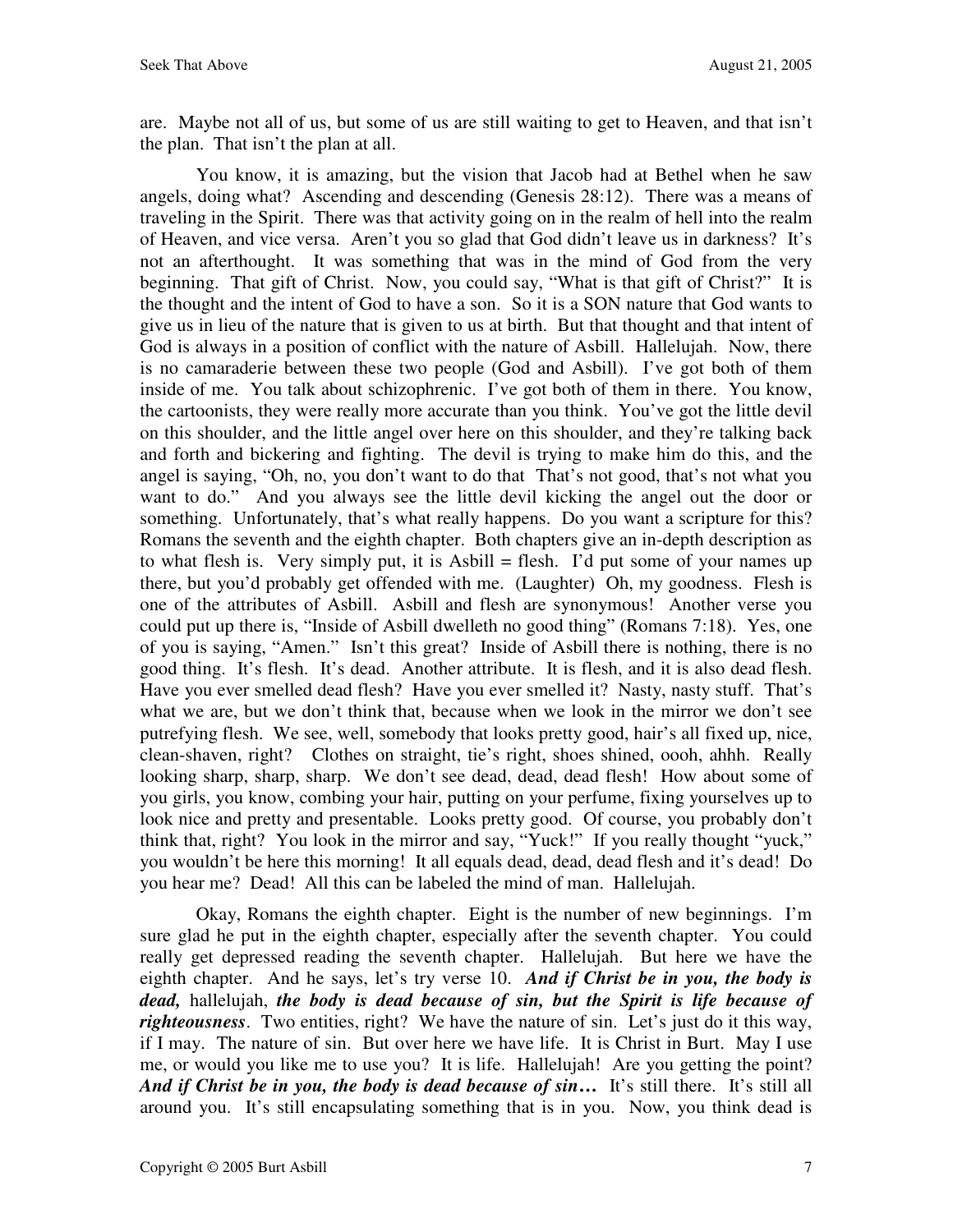are. Maybe not all of us, but some of us are still waiting to get to Heaven, and that isn't the plan. That isn't the plan at all.

You know, it is amazing, but the vision that Jacob had at Bethel when he saw angels, doing what? Ascending and descending (Genesis 28:12). There was a means of traveling in the Spirit. There was that activity going on in the realm of hell into the realm of Heaven, and vice versa. Aren't you so glad that God didn't leave us in darkness? It's not an afterthought. It was something that was in the mind of God from the very beginning. That gift of Christ. Now, you could say, "What is that gift of Christ?" It is the thought and the intent of God to have a son. So it is a SON nature that God wants to give us in lieu of the nature that is given to us at birth. But that thought and that intent of God is always in a position of conflict with the nature of Asbill. Hallelujah. Now, there is no camaraderie between these two people (God and Asbill). I've got both of them inside of me. You talk about schizophrenic. I've got both of them in there. You know, the cartoonists, they were really more accurate than you think. You've got the little devil on this shoulder, and the little angel over here on this shoulder, and they're talking back and forth and bickering and fighting. The devil is trying to make him do this, and the angel is saying, "Oh, no, you don't want to do that That's not good, that's not what you want to do." And you always see the little devil kicking the angel out the door or something. Unfortunately, that's what really happens. Do you want a scripture for this? Romans the seventh and the eighth chapter. Both chapters give an in-depth description as to what flesh is. Very simply put, it is Asbill = flesh. I'd put some of your names up there, but you'd probably get offended with me. (Laughter) Oh, my goodness. Flesh is one of the attributes of Asbill. Asbill and flesh are synonymous! Another verse you could put up there is, "Inside of Asbill dwelleth no good thing" (Romans 7:18). Yes, one of you is saying, "Amen." Isn't this great? Inside of Asbill there is nothing, there is no good thing. It's flesh. It's dead. Another attribute. It is flesh, and it is also dead flesh. Have you ever smelled dead flesh? Have you ever smelled it? Nasty, nasty stuff. That's what we are, but we don't think that, because when we look in the mirror we don't see putrefying flesh. We see, well, somebody that looks pretty good, hair's all fixed up, nice, clean-shaven, right? Clothes on straight, tie's right, shoes shined, oooh, ahhh. Really looking sharp, sharp, sharp. We don't see dead, dead, dead flesh! How about some of you girls, you know, combing your hair, putting on your perfume, fixing yourselves up to look nice and pretty and presentable. Looks pretty good. Of course, you probably don't think that, right? You look in the mirror and say, "Yuck!" If you really thought "yuck," you wouldn't be here this morning! It all equals dead, dead, dead flesh and it's dead! Do you hear me? Dead! All this can be labeled the mind of man. Hallelujah.

Okay, Romans the eighth chapter. Eight is the number of new beginnings. I'm sure glad he put in the eighth chapter, especially after the seventh chapter. You could really get depressed reading the seventh chapter. Hallelujah. But here we have the eighth chapter. And he says, let's try verse 10. ***And if Christ be in you, the body is dead,*** hallelujah, ***the body is dead because of sin, but the Spirit is life because of righteousness***. Two entities, right? We have the nature of sin. Let's just do it this way, if I may. The nature of sin. But over here we have life. It is Christ in Burt. May I use me, or would you like me to use you? It is life. Hallelujah! Are you getting the point? ***And if Christ be in you, the body is dead because of sin…*** It's still there. It's still all around you. It's still encapsulating something that is in you. Now, you think dead is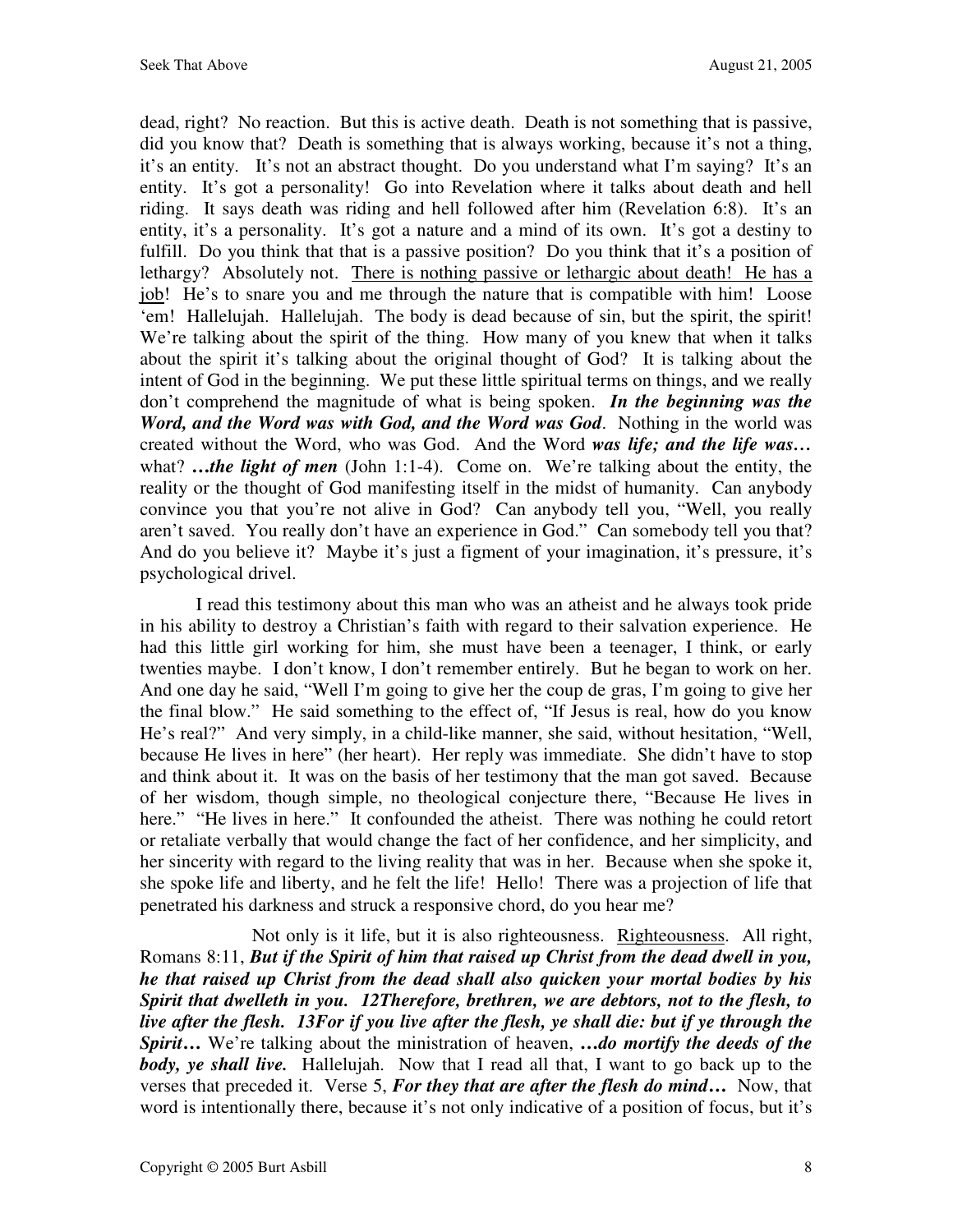dead, right? No reaction. But this is active death. Death is not something that is passive, did you know that? Death is something that is always working, because it's not a thing, it's an entity. It's not an abstract thought. Do you understand what I'm saying? It's an entity. It's got a personality! Go into Revelation where it talks about death and hell riding. It says death was riding and hell followed after him (Revelation 6:8). It's an entity, it's a personality. It's got a nature and a mind of its own. It's got a destiny to fulfill. Do you think that that is a passive position? Do you think that it's a position of lethargy? Absolutely not. <u>There is nothing passive or lethargic about death! He has a job</u>! He's to snare you and me through the nature that is compatible with him! Loose 'em! Hallelujah. Hallelujah. The body is dead because of sin, but the spirit, the spirit! We're talking about the spirit of the thing. How many of you knew that when it talks about the spirit it's talking about the original thought of God? It is talking about the intent of God in the beginning. We put these little spiritual terms on things, and we really don't comprehend the magnitude of what is being spoken. ***In the beginning was the Word, and the Word was with God, and the Word was God***. Nothing in the world was created without the Word, who was God. And the Word ***was life; and the life was…*** what? ***…the light of men*** (John 1:1-4). Come on. We're talking about the entity, the reality or the thought of God manifesting itself in the midst of humanity. Can anybody convince you that you're not alive in God? Can anybody tell you, "Well, you really aren't saved. You really don't have an experience in God." Can somebody tell you that? And do you believe it? Maybe it's just a figment of your imagination, it's pressure, it's psychological drivel.

I read this testimony about this man who was an atheist and he always took pride in his ability to destroy a Christian's faith with regard to their salvation experience. He had this little girl working for him, she must have been a teenager, I think, or early twenties maybe. I don't know, I don't remember entirely. But he began to work on her. And one day he said, "Well I'm going to give her the coup de gras, I'm going to give her the final blow." He said something to the effect of, "If Jesus is real, how do you know He's real?" And very simply, in a child-like manner, she said, without hesitation, "Well, because He lives in here" (her heart). Her reply was immediate. She didn't have to stop and think about it. It was on the basis of her testimony that the man got saved. Because of her wisdom, though simple, no theological conjecture there, "Because He lives in here." "He lives in here." It confounded the atheist. There was nothing he could retort or retaliate verbally that would change the fact of her confidence, and her simplicity, and her sincerity with regard to the living reality that was in her. Because when she spoke it, she spoke life and liberty, and he felt the life! Hello! There was a projection of life that penetrated his darkness and struck a responsive chord, do you hear me?

Not only is it life, but it is also righteousness. <u>Righteousness</u>. All right, Romans 8:11, ***But if the Spirit of him that raised up Christ from the dead dwell in you, he that raised up Christ from the dead shall also quicken your mortal bodies by his Spirit that dwelleth in you. 12Therefore, brethren, we are debtors, not to the flesh, to live after the flesh. 13For if you live after the flesh, ye shall die: but if ye through the Spirit…*** We're talking about the ministration of heaven, ***…do mortify the deeds of the body, ye shall live.*** Hallelujah. Now that I read all that, I want to go back up to the verses that preceded it. Verse 5, ***For they that are after the flesh do mind…*** Now, that word is intentionally there, because it's not only indicative of a position of focus, but it's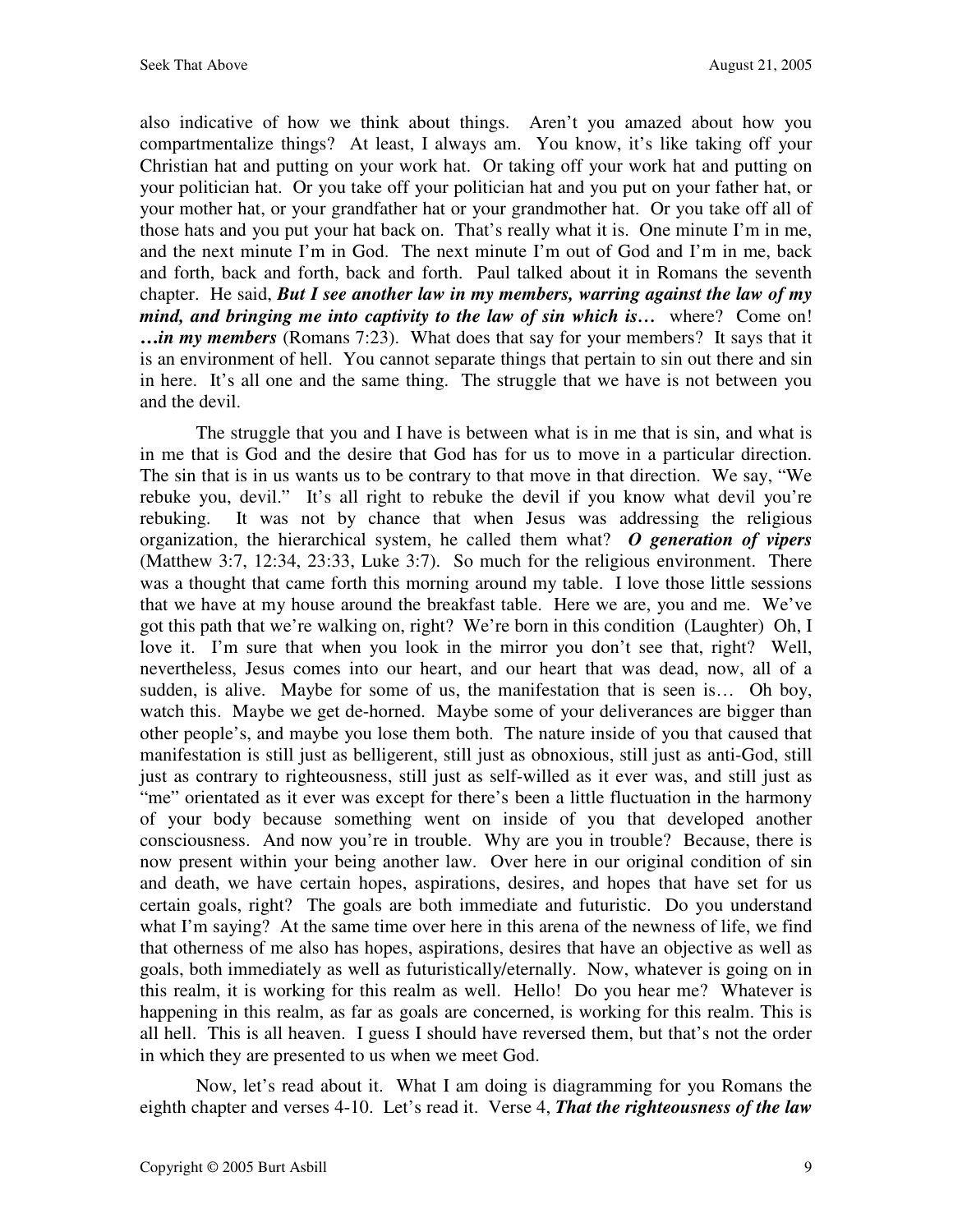also indicative of how we think about things. Aren't you amazed about how you compartmentalize things? At least, I always am. You know, it's like taking off your Christian hat and putting on your work hat. Or taking off your work hat and putting on your politician hat. Or you take off your politician hat and you put on your father hat, or your mother hat, or your grandfather hat or your grandmother hat. Or you take off all of those hats and you put your hat back on. That's really what it is. One minute I'm in me, and the next minute I'm in God. The next minute I'm out of God and I'm in me, back and forth, back and forth, back and forth. Paul talked about it in Romans the seventh chapter. He said, ***But I see another law in my members, warring against the law of my mind, and bringing me into captivity to the law of sin which is…*** where? Come on! ***…in my members*** (Romans 7:23). What does that say for your members? It says that it is an environment of hell. You cannot separate things that pertain to sin out there and sin in here. It's all one and the same thing. The struggle that we have is not between you and the devil.

The struggle that you and I have is between what is in me that is sin, and what is in me that is God and the desire that God has for us to move in a particular direction. The sin that is in us wants us to be contrary to that move in that direction. We say, "We rebuke you, devil." It's all right to rebuke the devil if you know what devil you're rebuking. It was not by chance that when Jesus was addressing the religious organization, the hierarchical system, he called them what? ***O generation of vipers*** (Matthew 3:7, 12:34, 23:33, Luke 3:7). So much for the religious environment. There was a thought that came forth this morning around my table. I love those little sessions that we have at my house around the breakfast table. Here we are, you and me. We've got this path that we're walking on, right? We're born in this condition (Laughter) Oh, I love it. I'm sure that when you look in the mirror you don't see that, right? Well, nevertheless, Jesus comes into our heart, and our heart that was dead, now, all of a sudden, is alive. Maybe for some of us, the manifestation that is seen is… Oh boy, watch this. Maybe we get de-horned. Maybe some of your deliverances are bigger than other people's, and maybe you lose them both. The nature inside of you that caused that manifestation is still just as belligerent, still just as obnoxious, still just as anti-God, still just as contrary to righteousness, still just as self-willed as it ever was, and still just as "me" orientated as it ever was except for there's been a little fluctuation in the harmony of your body because something went on inside of you that developed another consciousness. And now you're in trouble. Why are you in trouble? Because, there is now present within your being another law. Over here in our original condition of sin and death, we have certain hopes, aspirations, desires, and hopes that have set for us certain goals, right? The goals are both immediate and futuristic. Do you understand what I'm saying? At the same time over here in this arena of the newness of life, we find that otherness of me also has hopes, aspirations, desires that have an objective as well as goals, both immediately as well as futuristically/eternally. Now, whatever is going on in this realm, it is working for this realm as well. Hello! Do you hear me? Whatever is happening in this realm, as far as goals are concerned, is working for this realm. This is all hell. This is all heaven. I guess I should have reversed them, but that's not the order in which they are presented to us when we meet God.

Now, let's read about it. What I am doing is diagramming for you Romans the eighth chapter and verses 4-10. Let's read it. Verse 4, ***That the righteousness of the law***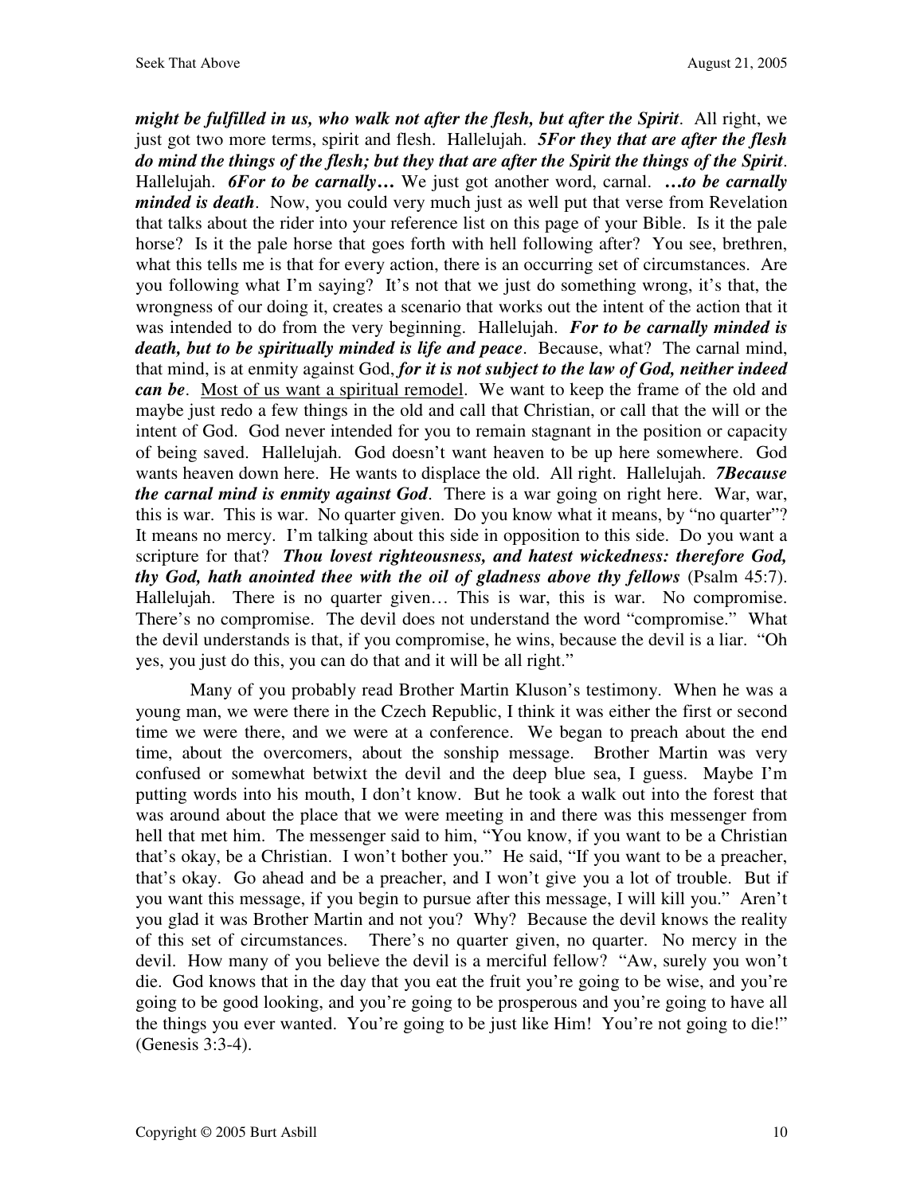***might be fulfilled in us, who walk not after the flesh, but after the Spirit***. All right, we just got two more terms, spirit and flesh. Hallelujah. ***5For they that are after the flesh do mind the things of the flesh; but they that are after the Spirit the things of the Spirit***. Hallelujah. ***6For to be carnally…*** We just got another word, carnal. ***…to be carnally minded is death***. Now, you could very much just as well put that verse from Revelation that talks about the rider into your reference list on this page of your Bible. Is it the pale horse? Is it the pale horse that goes forth with hell following after? You see, brethren, what this tells me is that for every action, there is an occurring set of circumstances. Are you following what I'm saying? It's not that we just do something wrong, it's that, the wrongness of our doing it, creates a scenario that works out the intent of the action that it was intended to do from the very beginning. Hallelujah. ***For to be carnally minded is death, but to be spiritually minded is life and peace***. Because, what? The carnal mind, that mind, is at enmity against God, ***for it is not subject to the law of God, neither indeed can be***. <u>Most of us want a spiritual remodel</u>. We want to keep the frame of the old and maybe just redo a few things in the old and call that Christian, or call that the will or the intent of God. God never intended for you to remain stagnant in the position or capacity of being saved. Hallelujah. God doesn't want heaven to be up here somewhere. God wants heaven down here. He wants to displace the old. All right. Hallelujah. ***7Because the carnal mind is enmity against God***. There is a war going on right here. War, war, this is war. This is war. No quarter given. Do you know what it means, by "no quarter"? It means no mercy. I'm talking about this side in opposition to this side. Do you want a scripture for that? ***Thou lovest righteousness, and hatest wickedness: therefore God, thy God, hath anointed thee with the oil of gladness above thy fellows*** (Psalm 45:7). Hallelujah. There is no quarter given… This is war, this is war. No compromise. There's no compromise. The devil does not understand the word "compromise." What the devil understands is that, if you compromise, he wins, because the devil is a liar. "Oh yes, you just do this, you can do that and it will be all right."

Many of you probably read Brother Martin Kluson's testimony. When he was a young man, we were there in the Czech Republic, I think it was either the first or second time we were there, and we were at a conference. We began to preach about the end time, about the overcomers, about the sonship message. Brother Martin was very confused or somewhat betwixt the devil and the deep blue sea, I guess. Maybe I'm putting words into his mouth, I don't know. But he took a walk out into the forest that was around about the place that we were meeting in and there was this messenger from hell that met him. The messenger said to him, "You know, if you want to be a Christian that's okay, be a Christian. I won't bother you." He said, "If you want to be a preacher, that's okay. Go ahead and be a preacher, and I won't give you a lot of trouble. But if you want this message, if you begin to pursue after this message, I will kill you." Aren't you glad it was Brother Martin and not you? Why? Because the devil knows the reality of this set of circumstances. There's no quarter given, no quarter. No mercy in the devil. How many of you believe the devil is a merciful fellow? "Aw, surely you won't die. God knows that in the day that you eat the fruit you're going to be wise, and you're going to be good looking, and you're going to be prosperous and you're going to have all the things you ever wanted. You're going to be just like Him! You're not going to die!" (Genesis 3:3-4).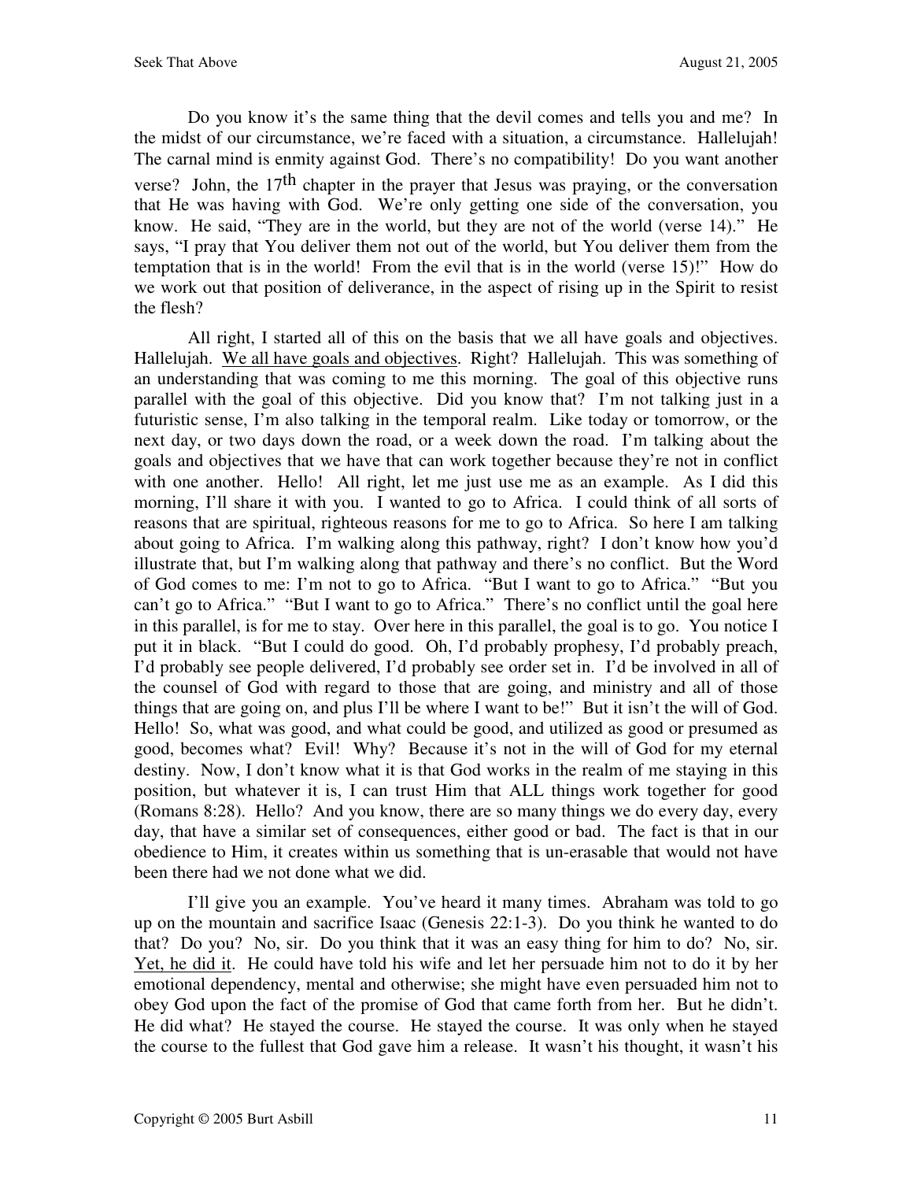Do you know it's the same thing that the devil comes and tells you and me? In the midst of our circumstance, we're faced with a situation, a circumstance. Hallelujah! The carnal mind is enmity against God. There's no compatibility! Do you want another verse? John, the 17th chapter in the prayer that Jesus was praying, or the conversation that He was having with God. We're only getting one side of the conversation, you know. He said, "They are in the world, but they are not of the world (verse 14)." He says, "I pray that You deliver them not out of the world, but You deliver them from the temptation that is in the world! From the evil that is in the world (verse 15)!" How do we work out that position of deliverance, in the aspect of rising up in the Spirit to resist the flesh?

All right, I started all of this on the basis that we all have goals and objectives. Hallelujah. <u>We all have goals and objectives</u>. Right? Hallelujah. This was something of an understanding that was coming to me this morning. The goal of this objective runs parallel with the goal of this objective. Did you know that? I'm not talking just in a futuristic sense, I'm also talking in the temporal realm. Like today or tomorrow, or the next day, or two days down the road, or a week down the road. I'm talking about the goals and objectives that we have that can work together because they're not in conflict with one another. Hello! All right, let me just use me as an example. As I did this morning, I'll share it with you. I wanted to go to Africa. I could think of all sorts of reasons that are spiritual, righteous reasons for me to go to Africa. So here I am talking about going to Africa. I'm walking along this pathway, right? I don't know how you'd illustrate that, but I'm walking along that pathway and there's no conflict. But the Word of God comes to me: I'm not to go to Africa. "But I want to go to Africa." "But you can't go to Africa." "But I want to go to Africa." There's no conflict until the goal here in this parallel, is for me to stay. Over here in this parallel, the goal is to go. You notice I put it in black. "But I could do good. Oh, I'd probably prophesy, I'd probably preach, I'd probably see people delivered, I'd probably see order set in. I'd be involved in all of the counsel of God with regard to those that are going, and ministry and all of those things that are going on, and plus I'll be where I want to be!" But it isn't the will of God. Hello! So, what was good, and what could be good, and utilized as good or presumed as good, becomes what? Evil! Why? Because it's not in the will of God for my eternal destiny. Now, I don't know what it is that God works in the realm of me staying in this position, but whatever it is, I can trust Him that ALL things work together for good (Romans 8:28). Hello? And you know, there are so many things we do every day, every day, that have a similar set of consequences, either good or bad. The fact is that in our obedience to Him, it creates within us something that is un-erasable that would not have been there had we not done what we did.

I'll give you an example. You've heard it many times. Abraham was told to go up on the mountain and sacrifice Isaac (Genesis 22:1-3). Do you think he wanted to do that? Do you? No, sir. Do you think that it was an easy thing for him to do? No, sir. <u>Yet, he did it</u>. He could have told his wife and let her persuade him not to do it by her emotional dependency, mental and otherwise; she might have even persuaded him not to obey God upon the fact of the promise of God that came forth from her. But he didn't. He did what? He stayed the course. He stayed the course. It was only when he stayed the course to the fullest that God gave him a release. It wasn't his thought, it wasn't his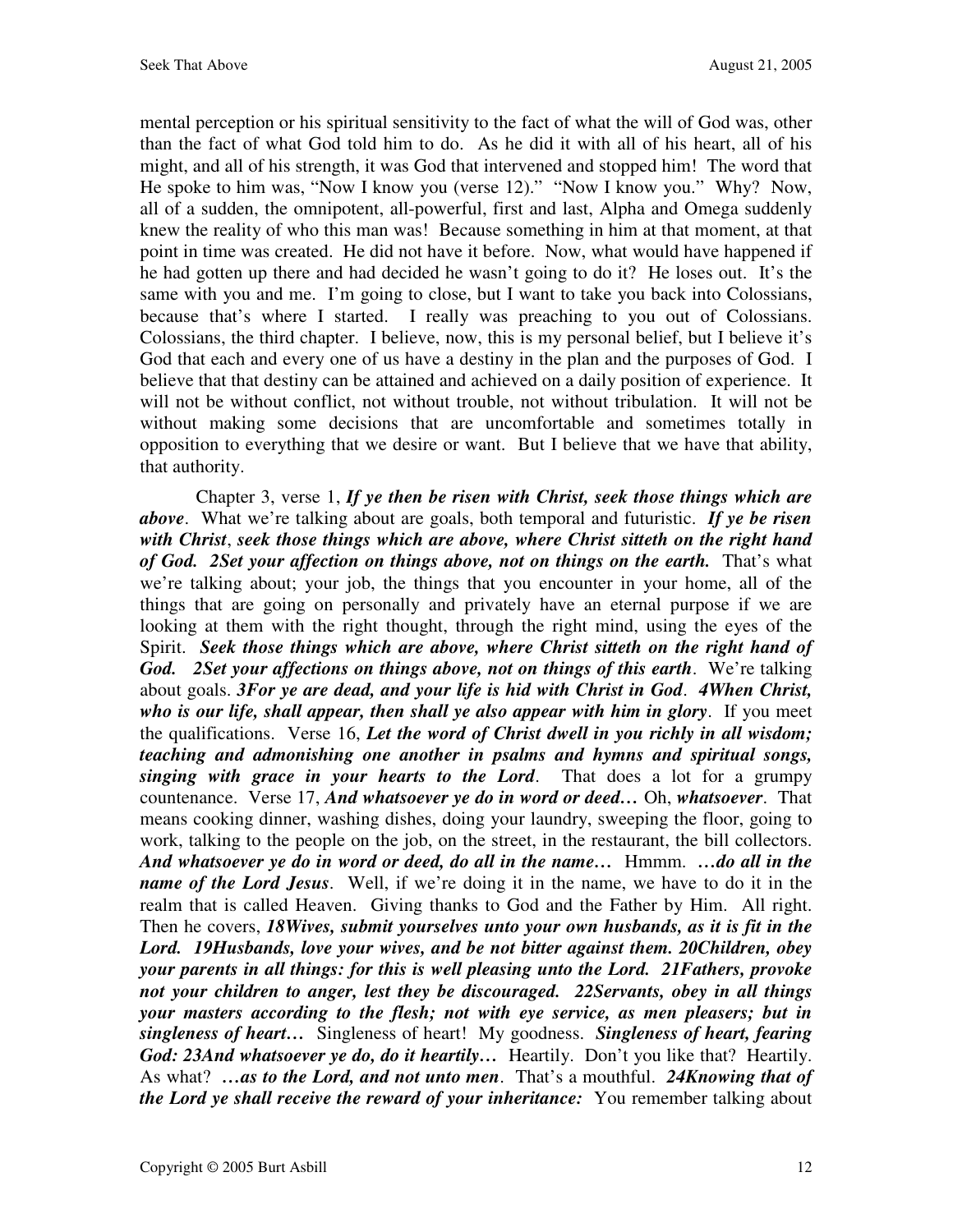mental perception or his spiritual sensitivity to the fact of what the will of God was, other than the fact of what God told him to do. As he did it with all of his heart, all of his might, and all of his strength, it was God that intervened and stopped him! The word that He spoke to him was, "Now I know you (verse 12)." "Now I know you." Why? Now, all of a sudden, the omnipotent, all-powerful, first and last, Alpha and Omega suddenly knew the reality of who this man was! Because something in him at that moment, at that point in time was created. He did not have it before. Now, what would have happened if he had gotten up there and had decided he wasn't going to do it? He loses out. It's the same with you and me. I'm going to close, but I want to take you back into Colossians, because that's where I started. I really was preaching to you out of Colossians. Colossians, the third chapter. I believe, now, this is my personal belief, but I believe it's God that each and every one of us have a destiny in the plan and the purposes of God. I believe that that destiny can be attained and achieved on a daily position of experience. It will not be without conflict, not without trouble, not without tribulation. It will not be without making some decisions that are uncomfortable and sometimes totally in opposition to everything that we desire or want. But I believe that we have that ability, that authority.

Chapter 3, verse 1, ***If ye then be risen with Christ, seek those things which are above***. What we're talking about are goals, both temporal and futuristic. ***If ye be risen with Christ***, ***seek those things which are above, where Christ sitteth on the right hand of God. 2Set your affection on things above, not on things on the earth.*** That's what we're talking about; your job, the things that you encounter in your home, all of the things that are going on personally and privately have an eternal purpose if we are looking at them with the right thought, through the right mind, using the eyes of the Spirit. ***Seek those things which are above, where Christ sitteth on the right hand of God. 2Set your affections on things above, not on things of this earth***. We're talking about goals. ***3For ye are dead, and your life is hid with Christ in God***. ***4When Christ, who is our life, shall appear, then shall ye also appear with him in glory***. If you meet the qualifications. Verse 16, ***Let the word of Christ dwell in you richly in all wisdom; teaching and admonishing one another in psalms and hymns and spiritual songs, singing with grace in your hearts to the Lord***. That does a lot for a grumpy countenance. Verse 17, ***And whatsoever ye do in word or deed…*** Oh, ***whatsoever***. That means cooking dinner, washing dishes, doing your laundry, sweeping the floor, going to work, talking to the people on the job, on the street, in the restaurant, the bill collectors. ***And whatsoever ye do in word or deed, do all in the name…*** Hmmm. ***…do all in the name of the Lord Jesus***. Well, if we're doing it in the name, we have to do it in the realm that is called Heaven. Giving thanks to God and the Father by Him. All right. Then he covers, ***18Wives, submit yourselves unto your own husbands, as it is fit in the Lord. 19Husbands, love your wives, and be not bitter against them. 20Children, obey your parents in all things: for this is well pleasing unto the Lord. 21Fathers, provoke not your children to anger, lest they be discouraged. 22Servants, obey in all things your masters according to the flesh; not with eye service, as men pleasers; but in singleness of heart…*** Singleness of heart! My goodness. ***Singleness of heart, fearing God: 23And whatsoever ye do, do it heartily…*** Heartily. Don't you like that? Heartily. As what? ***…as to the Lord, and not unto men***. That's a mouthful. ***24Knowing that of the Lord ye shall receive the reward of your inheritance:*** You remember talking about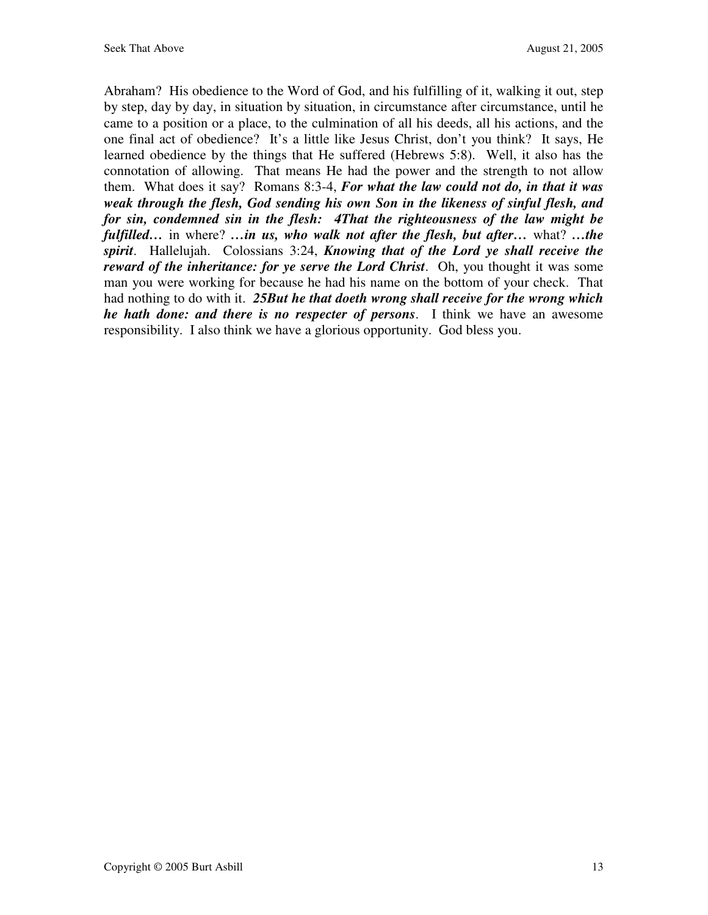Abraham? His obedience to the Word of God, and his fulfilling of it, walking it out, step by step, day by day, in situation by situation, in circumstance after circumstance, until he came to a position or a place, to the culmination of all his deeds, all his actions, and the one final act of obedience? It's a little like Jesus Christ, don't you think? It says, He learned obedience by the things that He suffered (Hebrews 5:8). Well, it also has the connotation of allowing. That means He had the power and the strength to not allow them. What does it say? Romans 8:3-4, ***For what the law could not do, in that it was weak through the flesh, God sending his own Son in the likeness of sinful flesh, and for sin, condemned sin in the flesh: 4That the righteousness of the law might be fulfilled…*** in where? ***…in us, who walk not after the flesh, but after…*** what? ***…the spirit***. Hallelujah. Colossians 3:24, ***Knowing that of the Lord ye shall receive the reward of the inheritance: for ye serve the Lord Christ***. Oh, you thought it was some man you were working for because he had his name on the bottom of your check. That had nothing to do with it. ***25But he that doeth wrong shall receive for the wrong which he hath done: and there is no respecter of persons***. I think we have an awesome responsibility. I also think we have a glorious opportunity. God bless you.